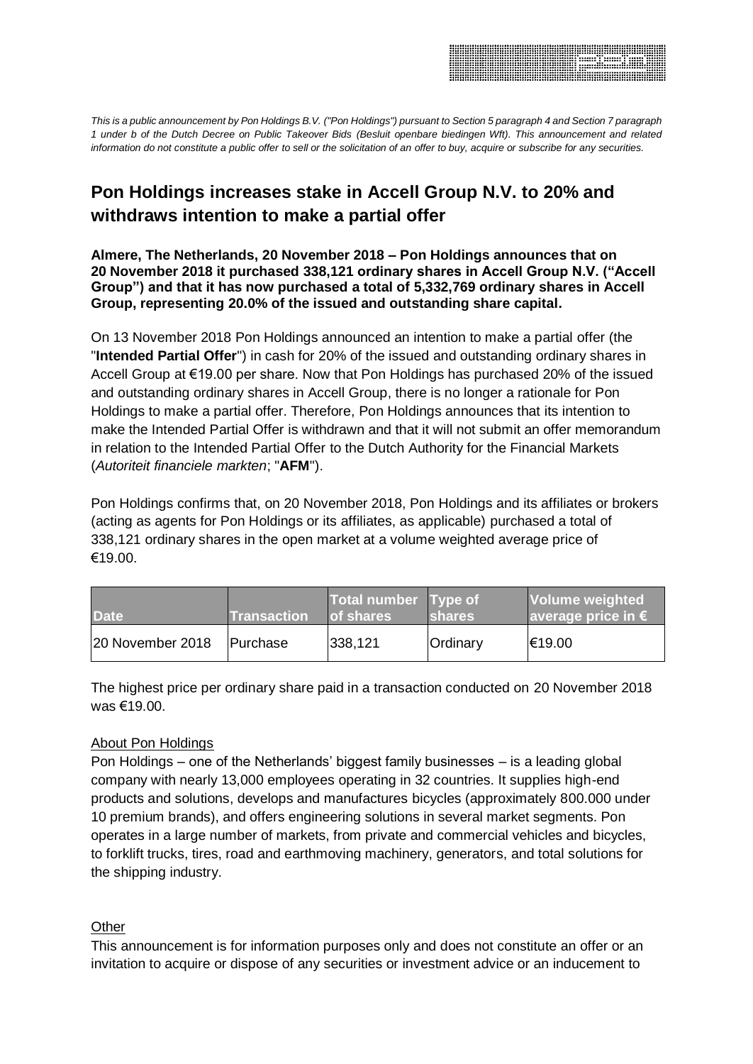*This is a public announcement by Pon Holdings B.V. ("Pon Holdings") pursuant to Section 5 paragraph 4 and Section 7 paragraph 1 under b of the Dutch Decree on Public Takeover Bids (Besluit openbare biedingen Wft). This announcement and related information do not constitute a public offer to sell or the solicitation of an offer to buy, acquire or subscribe for any securities.*

# Pon Holdings increases stake in Accell Group N.V. to 20% and withdraws intention to make a partial offer

**Almere, The Netherlands, 20 November 2018 – Pon Holdings announces that on 20 November 2018 it purchased 338,121 ordinary shares in Accell Group N.V. ("Accell Group") and that it has now purchased a total of 5,332,769 ordinary shares in Accell Group, representing 20.0% of the issued and outstanding share capital.**

On 13 November 2018 Pon Holdings announced an intention to make a partial offer (the "**Intended Partial Offer**") in cash for 20% of the issued and outstanding ordinary shares in Accell Group at €19.00 per share. Now that Pon Holdings has purchased 20% of the issued and outstanding ordinary shares in Accell Group, there is no longer a rationale for Pon Holdings to make a partial offer. Therefore, Pon Holdings announces that its intention to make the Intended Partial Offer is withdrawn and that it will not submit an offer memorandum in relation to the Intended Partial Offer to the Dutch Authority for the Financial Markets (*Autoriteit financiele markten*; "**AFM**").

Pon Holdings confirms that, on 20 November 2018, Pon Holdings and its affiliates or brokers (acting as agents for Pon Holdings or its affiliates, as applicable) purchased a total of 338,121 ordinary shares in the open market at a volume weighted average price of €19.00.

| Date | Transaction | Total number of shares | Type of shares | Volume weighted average price in € |
|---|---|---|---|---|
| 20 November 2018 | Purchase | 338,121 | Ordinary | €19.00 |

The highest price per ordinary share paid in a transaction conducted on 20 November 2018 was €19.00.

About Pon Holdings

Pon Holdings – one of the Netherlands' biggest family businesses – is a leading global company with nearly 13,000 employees operating in 32 countries. It supplies high-end products and solutions, develops and manufactures bicycles (approximately 800.000 under 10 premium brands), and offers engineering solutions in several market segments. Pon operates in a large number of markets, from private and commercial vehicles and bicycles, to forklift trucks, tires, road and earthmoving machinery, generators, and total solutions for the shipping industry.

Other

This announcement is for information purposes only and does not constitute an offer or an invitation to acquire or dispose of any securities or investment advice or an inducement to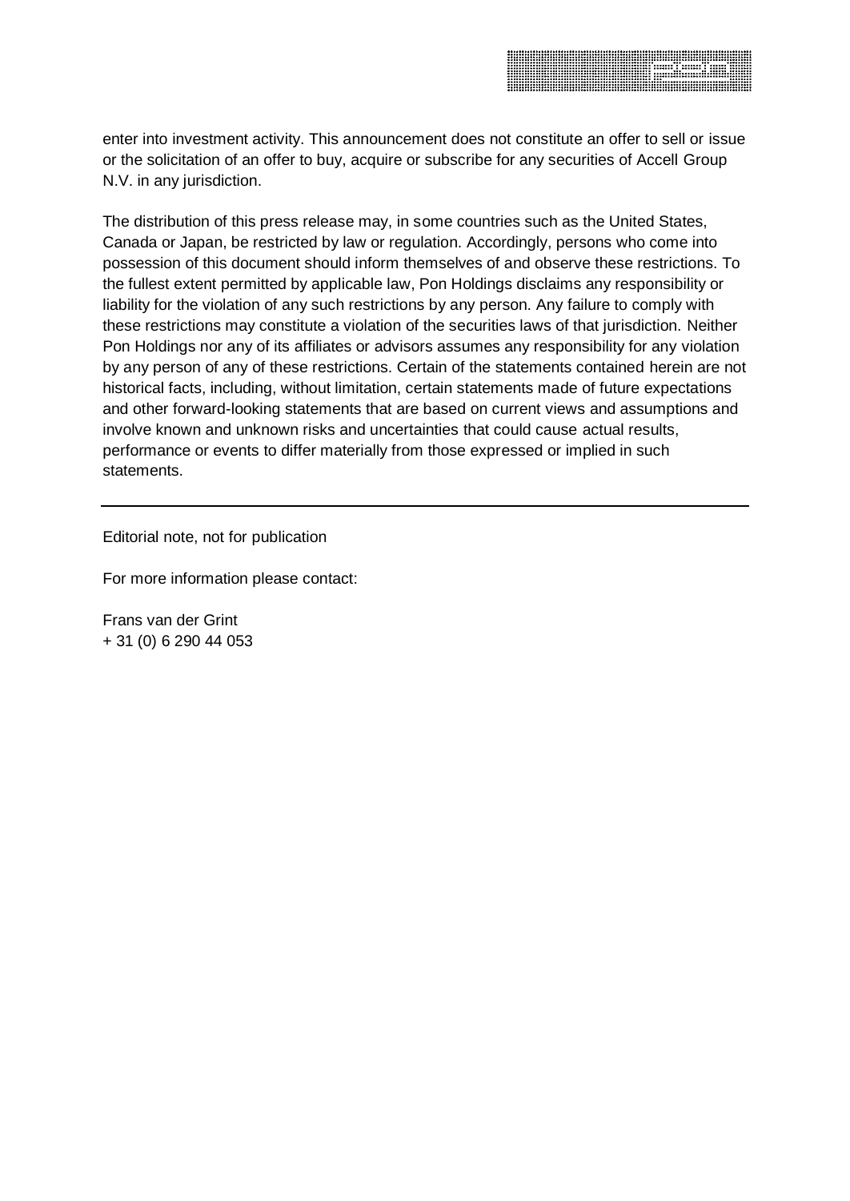enter into investment activity. This announcement does not constitute an offer to sell or issue or the solicitation of an offer to buy, acquire or subscribe for any securities of Accell Group N.V. in any jurisdiction.

The distribution of this press release may, in some countries such as the United States, Canada or Japan, be restricted by law or regulation. Accordingly, persons who come into possession of this document should inform themselves of and observe these restrictions. To the fullest extent permitted by applicable law, Pon Holdings disclaims any responsibility or liability for the violation of any such restrictions by any person. Any failure to comply with these restrictions may constitute a violation of the securities laws of that jurisdiction. Neither Pon Holdings nor any of its affiliates or advisors assumes any responsibility for any violation by any person of any of these restrictions. Certain of the statements contained herein are not historical facts, including, without limitation, certain statements made of future expectations and other forward-looking statements that are based on current views and assumptions and involve known and unknown risks and uncertainties that could cause actual results, performance or events to differ materially from those expressed or implied in such statements.

---

Editorial note, not for publication

For more information please contact:

Frans van der Grint
+ 31 (0) 6 290 44 053